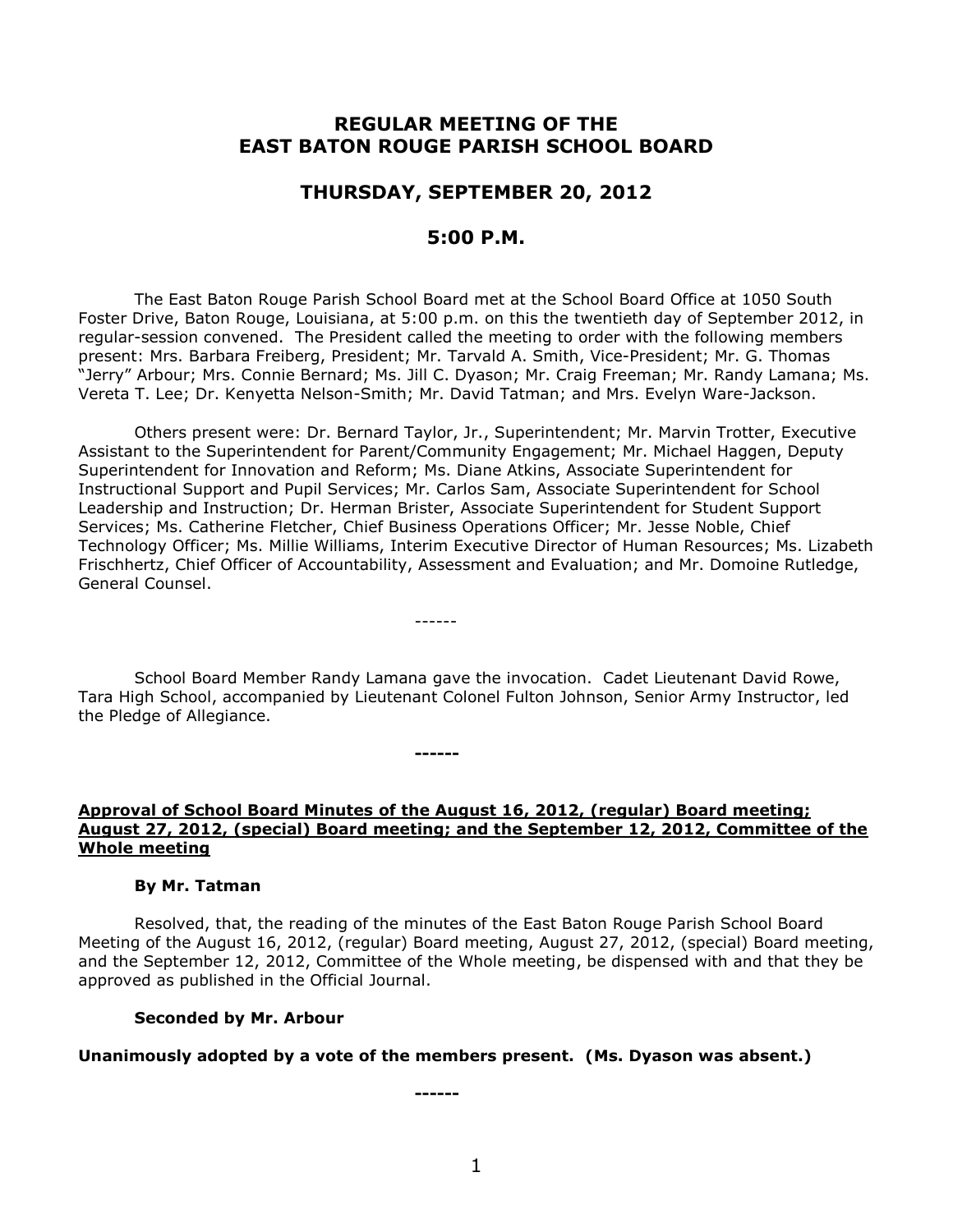# REGULAR MEETING OF THE EAST BATON ROUGE PARISH SCHOOL BOARD

## THURSDAY, SEPTEMBER 20, 2012

## 5:00 P.M.

The East Baton Rouge Parish School Board met at the School Board Office at 1050 South Foster Drive, Baton Rouge, Louisiana, at 5:00 p.m. on this the twentieth day of September 2012, in regular-session convened. The President called the meeting to order with the following members present: Mrs. Barbara Freiberg, President; Mr. Tarvald A. Smith, Vice-President; Mr. G. Thomas "Jerry" Arbour; Mrs. Connie Bernard; Ms. Jill C. Dyason; Mr. Craig Freeman; Mr. Randy Lamana; Ms. Vereta T. Lee; Dr. Kenyetta Nelson-Smith; Mr. David Tatman; and Mrs. Evelyn Ware-Jackson.

Others present were: Dr. Bernard Taylor, Jr., Superintendent; Mr. Marvin Trotter, Executive Assistant to the Superintendent for Parent/Community Engagement; Mr. Michael Haggen, Deputy Superintendent for Innovation and Reform; Ms. Diane Atkins, Associate Superintendent for Instructional Support and Pupil Services; Mr. Carlos Sam, Associate Superintendent for School Leadership and Instruction; Dr. Herman Brister, Associate Superintendent for Student Support Services; Ms. Catherine Fletcher, Chief Business Operations Officer; Mr. Jesse Noble, Chief Technology Officer; Ms. Millie Williams, Interim Executive Director of Human Resources; Ms. Lizabeth Frischhertz, Chief Officer of Accountability, Assessment and Evaluation; and Mr. Domoine Rutledge, General Counsel.

------

School Board Member Randy Lamana gave the invocation. Cadet Lieutenant David Rowe, Tara High School, accompanied by Lieutenant Colonel Fulton Johnson, Senior Army Instructor, led the Pledge of Allegiance.

**------**

**Approval of School Board Minutes of the August 16, 2012, (regular) Board meeting; August 27, 2012, (special) Board meeting; and the September 12, 2012, Committee of the Whole meeting**

**By Mr. Tatman**

Resolved, that, the reading of the minutes of the East Baton Rouge Parish School Board Meeting of the August 16, 2012, (regular) Board meeting, August 27, 2012, (special) Board meeting, and the September 12, 2012, Committee of the Whole meeting, be dispensed with and that they be approved as published in the Official Journal.

**Seconded by Mr. Arbour**

**Unanimously adopted by a vote of the members present. (Ms. Dyason was absent.)**

**------**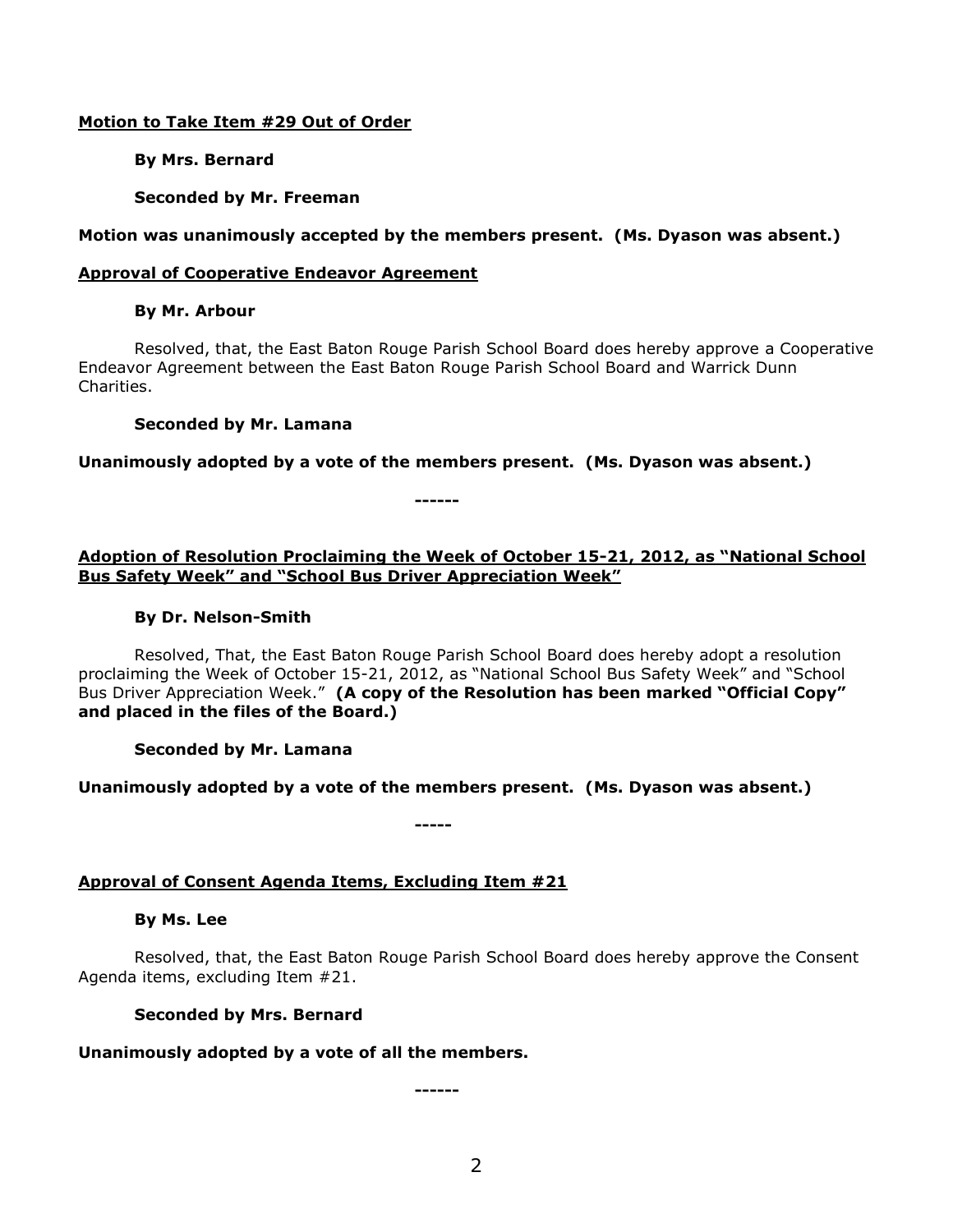**<u>Motion to Take Item #29 Out of Order</u>**

**By Mrs. Bernard**

**Seconded by Mr. Freeman**

**Motion was unanimously accepted by the members present. (Ms. Dyason was absent.)**

**<u>Approval of Cooperative Endeavor Agreement</u>**

**By Mr. Arbour**

Resolved, that, the East Baton Rouge Parish School Board does hereby approve a Cooperative Endeavor Agreement between the East Baton Rouge Parish School Board and Warrick Dunn Charities.

**Seconded by Mr. Lamana**

**Unanimously adopted by a vote of the members present. (Ms. Dyason was absent.)**

**------**

**<u>Adoption of Resolution Proclaiming the Week of October 15-21, 2012, as "National School Bus Safety Week" and "School Bus Driver Appreciation Week"</u>**

**By Dr. Nelson-Smith**

Resolved, That, the East Baton Rouge Parish School Board does hereby adopt a resolution proclaiming the Week of October 15-21, 2012, as "National School Bus Safety Week" and "School Bus Driver Appreciation Week." **(A copy of the Resolution has been marked "Official Copy" and placed in the files of the Board.)**

**Seconded by Mr. Lamana**

**Unanimously adopted by a vote of the members present. (Ms. Dyason was absent.)**

**-----**

**<u>Approval of Consent Agenda Items, Excluding Item #21</u>**

**By Ms. Lee**

Resolved, that, the East Baton Rouge Parish School Board does hereby approve the Consent Agenda items, excluding Item #21.

**Seconded by Mrs. Bernard**

**Unanimously adopted by a vote of all the members.**

**------**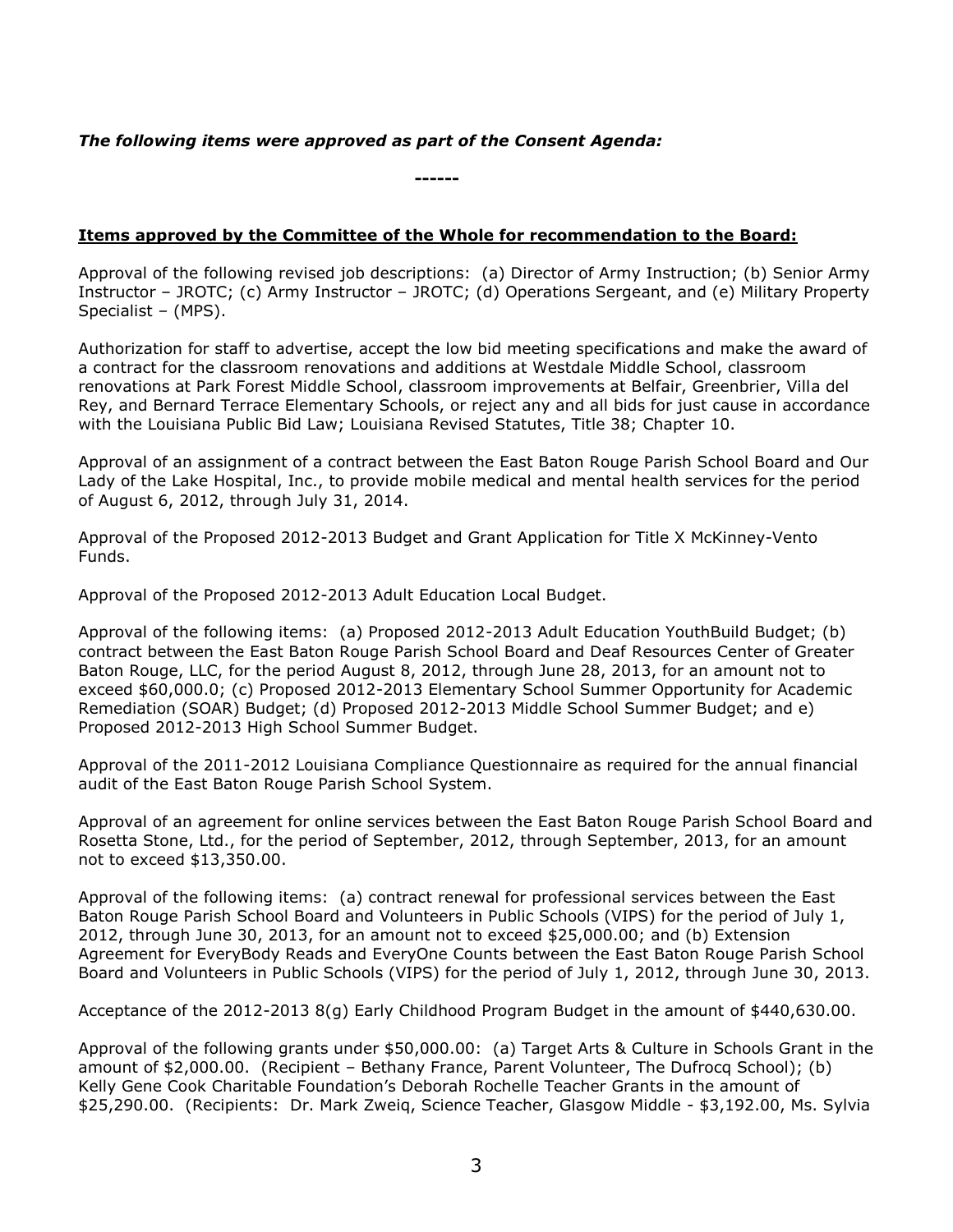***The following items were approved as part of the Consent Agenda:***

**------**

**Items approved by the Committee of the Whole for recommendation to the Board:**

Approval of the following revised job descriptions: (a) Director of Army Instruction; (b) Senior Army Instructor – JROTC; (c) Army Instructor – JROTC; (d) Operations Sergeant, and (e) Military Property Specialist – (MPS).

Authorization for staff to advertise, accept the low bid meeting specifications and make the award of a contract for the classroom renovations and additions at Westdale Middle School, classroom renovations at Park Forest Middle School, classroom improvements at Belfair, Greenbrier, Villa del Rey, and Bernard Terrace Elementary Schools, or reject any and all bids for just cause in accordance with the Louisiana Public Bid Law; Louisiana Revised Statutes, Title 38; Chapter 10.

Approval of an assignment of a contract between the East Baton Rouge Parish School Board and Our Lady of the Lake Hospital, Inc., to provide mobile medical and mental health services for the period of August 6, 2012, through July 31, 2014.

Approval of the Proposed 2012-2013 Budget and Grant Application for Title X McKinney-Vento Funds.

Approval of the Proposed 2012-2013 Adult Education Local Budget.

Approval of the following items: (a) Proposed 2012-2013 Adult Education YouthBuild Budget; (b) contract between the East Baton Rouge Parish School Board and Deaf Resources Center of Greater Baton Rouge, LLC, for the period August 8, 2012, through June 28, 2013, for an amount not to exceed $60,000.0; (c) Proposed 2012-2013 Elementary School Summer Opportunity for Academic Remediation (SOAR) Budget; (d) Proposed 2012-2013 Middle School Summer Budget; and e) Proposed 2012-2013 High School Summer Budget.

Approval of the 2011-2012 Louisiana Compliance Questionnaire as required for the annual financial audit of the East Baton Rouge Parish School System.

Approval of an agreement for online services between the East Baton Rouge Parish School Board and Rosetta Stone, Ltd., for the period of September, 2012, through September, 2013, for an amount not to exceed $13,350.00.

Approval of the following items: (a) contract renewal for professional services between the East Baton Rouge Parish School Board and Volunteers in Public Schools (VIPS) for the period of July 1, 2012, through June 30, 2013, for an amount not to exceed $25,000.00; and (b) Extension Agreement for EveryBody Reads and EveryOne Counts between the East Baton Rouge Parish School Board and Volunteers in Public Schools (VIPS) for the period of July 1, 2012, through June 30, 2013.

Acceptance of the 2012-2013 8(g) Early Childhood Program Budget in the amount of $440,630.00.

Approval of the following grants under $50,000.00: (a) Target Arts & Culture in Schools Grant in the amount of $2,000.00. (Recipient – Bethany France, Parent Volunteer, The Dufrocq School); (b) Kelly Gene Cook Charitable Foundation's Deborah Rochelle Teacher Grants in the amount of $25,290.00. (Recipients: Dr. Mark Zweiq, Science Teacher, Glasgow Middle - $3,192.00, Ms. Sylvia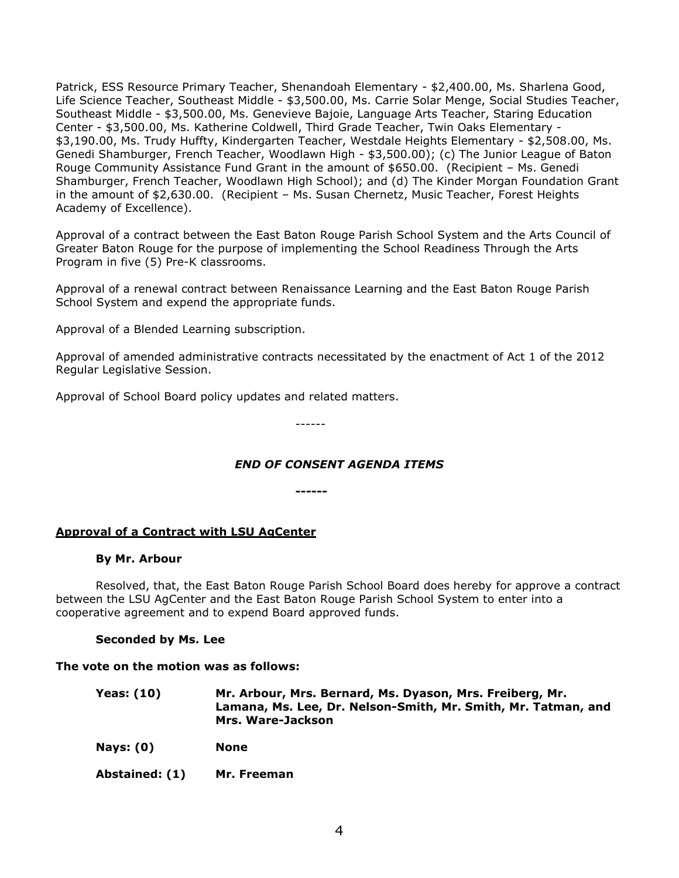Patrick, ESS Resource Primary Teacher, Shenandoah Elementary - $2,400.00, Ms. Sharlena Good, Life Science Teacher, Southeast Middle - $3,500.00, Ms. Carrie Solar Menge, Social Studies Teacher, Southeast Middle - $3,500.00, Ms. Genevieve Bajoie, Language Arts Teacher, Staring Education Center - $3,500.00, Ms. Katherine Coldwell, Third Grade Teacher, Twin Oaks Elementary - $3,190.00, Ms. Trudy Huffty, Kindergarten Teacher, Westdale Heights Elementary - $2,508.00, Ms. Genedi Shamburger, French Teacher, Woodlawn High - $3,500.00); (c) The Junior League of Baton Rouge Community Assistance Fund Grant in the amount of $650.00. (Recipient – Ms. Genedi Shamburger, French Teacher, Woodlawn High School); and (d) The Kinder Morgan Foundation Grant in the amount of $2,630.00. (Recipient – Ms. Susan Chernetz, Music Teacher, Forest Heights Academy of Excellence).

Approval of a contract between the East Baton Rouge Parish School System and the Arts Council of Greater Baton Rouge for the purpose of implementing the School Readiness Through the Arts Program in five (5) Pre-K classrooms.

Approval of a renewal contract between Renaissance Learning and the East Baton Rouge Parish School System and expend the appropriate funds.

Approval of a Blended Learning subscription.

Approval of amended administrative contracts necessitated by the enactment of Act 1 of the 2012 Regular Legislative Session.

Approval of School Board policy updates and related matters.

------

***END OF CONSENT AGENDA ITEMS***

**------**

**Approval of a Contract with LSU AgCenter**

**By Mr. Arbour**

Resolved, that, the East Baton Rouge Parish School Board does hereby for approve a contract between the LSU AgCenter and the East Baton Rouge Parish School System to enter into a cooperative agreement and to expend Board approved funds.

**Seconded by Ms. Lee**

**The vote on the motion was as follows:**

**Yeas: (10)** **Mr. Arbour, Mrs. Bernard, Ms. Dyason, Mrs. Freiberg, Mr. Lamana, Ms. Lee, Dr. Nelson-Smith, Mr. Smith, Mr. Tatman, and Mrs. Ware-Jackson**

**Nays: (0)** **None**

**Abstained: (1)** **Mr. Freeman**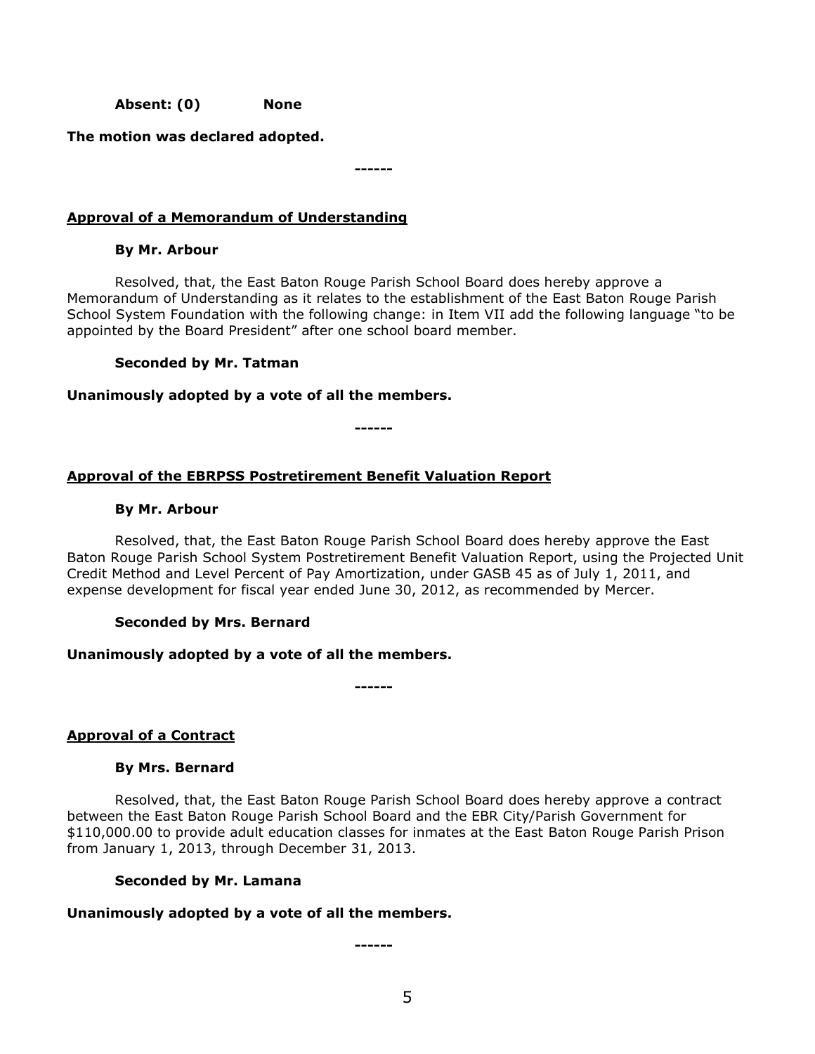**Absent: (0) None**

**The motion was declared adopted.**

**------**

**Approval of a Memorandum of Understanding**

**By Mr. Arbour**

Resolved, that, the East Baton Rouge Parish School Board does hereby approve a Memorandum of Understanding as it relates to the establishment of the East Baton Rouge Parish School System Foundation with the following change: in Item VII add the following language "to be appointed by the Board President" after one school board member.

**Seconded by Mr. Tatman**

**Unanimously adopted by a vote of all the members.**

**------**

**Approval of the EBRPSS Postretirement Benefit Valuation Report**

**By Mr. Arbour**

Resolved, that, the East Baton Rouge Parish School Board does hereby approve the East Baton Rouge Parish School System Postretirement Benefit Valuation Report, using the Projected Unit Credit Method and Level Percent of Pay Amortization, under GASB 45 as of July 1, 2011, and expense development for fiscal year ended June 30, 2012, as recommended by Mercer.

**Seconded by Mrs. Bernard**

**Unanimously adopted by a vote of all the members.**

**------**

**Approval of a Contract**

**By Mrs. Bernard**

Resolved, that, the East Baton Rouge Parish School Board does hereby approve a contract between the East Baton Rouge Parish School Board and the EBR City/Parish Government for $110,000.00 to provide adult education classes for inmates at the East Baton Rouge Parish Prison from January 1, 2013, through December 31, 2013.

**Seconded by Mr. Lamana**

**Unanimously adopted by a vote of all the members.**

**------**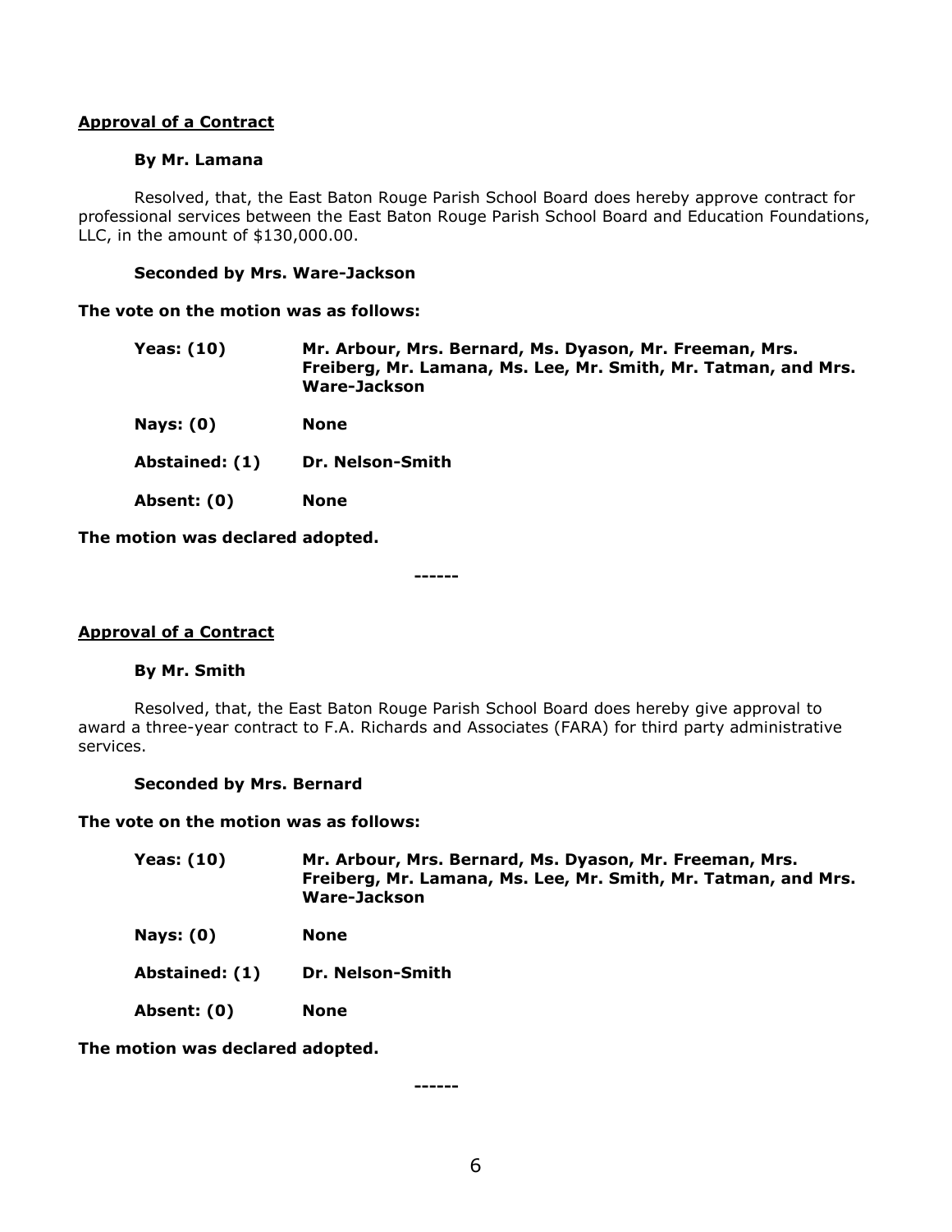**<u>Approval of a Contract</u>**

**By Mr. Lamana**

Resolved, that, the East Baton Rouge Parish School Board does hereby approve contract for professional services between the East Baton Rouge Parish School Board and Education Foundations, LLC, in the amount of $130,000.00.

**Seconded by Mrs. Ware-Jackson**

**The vote on the motion was as follows:**

| | |
|---|---|
| **Yeas: (10)** | **Mr. Arbour, Mrs. Bernard, Ms. Dyason, Mr. Freeman, Mrs. Freiberg, Mr. Lamana, Ms. Lee, Mr. Smith, Mr. Tatman, and Mrs. Ware-Jackson** |
| **Nays: (0)** | **None** |
| **Abstained: (1)** | **Dr. Nelson-Smith** |
| **Absent: (0)** | **None** |

**The motion was declared adopted.**

**------**

**<u>Approval of a Contract</u>**

**By Mr. Smith**

Resolved, that, the East Baton Rouge Parish School Board does hereby give approval to award a three-year contract to F.A. Richards and Associates (FARA) for third party administrative services.

**Seconded by Mrs. Bernard**

**The vote on the motion was as follows:**

| | |
|---|---|
| **Yeas: (10)** | **Mr. Arbour, Mrs. Bernard, Ms. Dyason, Mr. Freeman, Mrs. Freiberg, Mr. Lamana, Ms. Lee, Mr. Smith, Mr. Tatman, and Mrs. Ware-Jackson** |
| **Nays: (0)** | **None** |
| **Abstained: (1)** | **Dr. Nelson-Smith** |
| **Absent: (0)** | **None** |

**The motion was declared adopted.**

**------**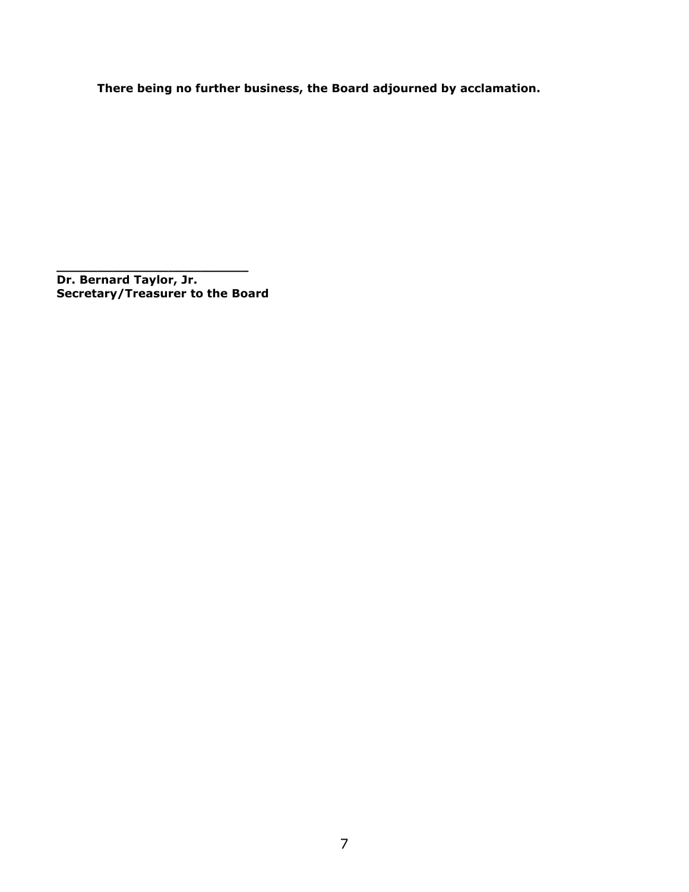**There being no further business, the Board adjourned by acclamation.**

_________________________
**Dr. Bernard Taylor, Jr.**
**Secretary/Treasurer to the Board**